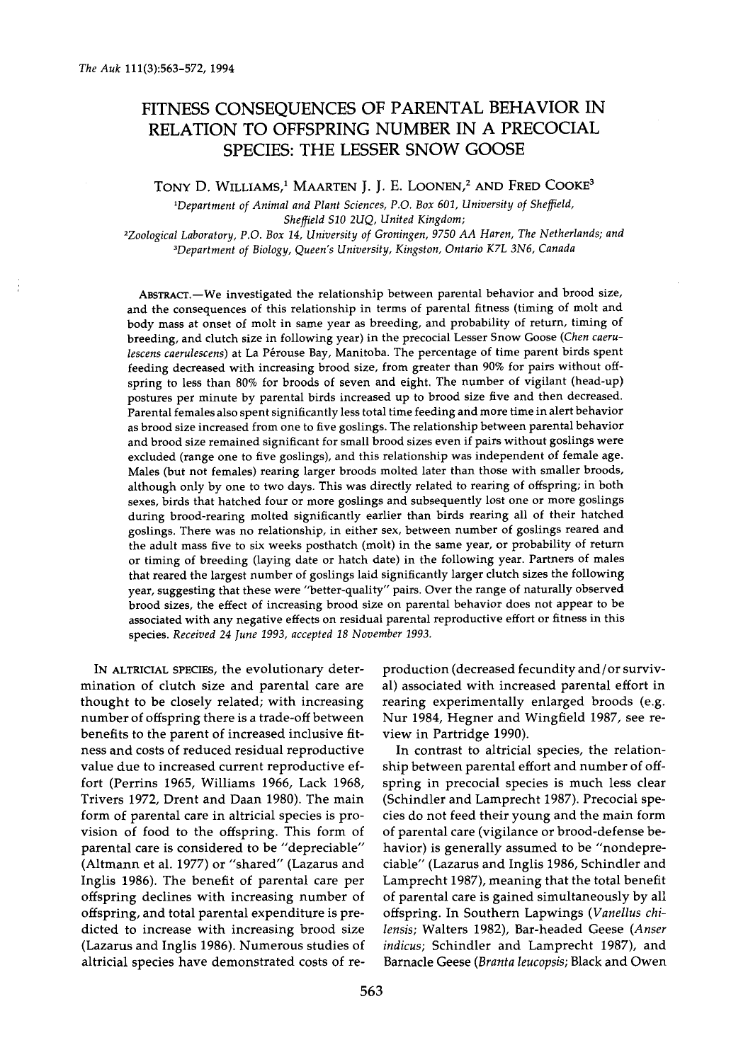# FITNESS CONSEQUENCES OF PARENTAL BEHAVIOR IN RELATION TO OFFSPRING NUMBER IN A PRECOCIAL SPECIES: THE LESSER SNOW GOOSE

TONY D. WILLIAMS,[1] MAARTEN J. J. E. LOONEN,[2] AND FRED COOKE[3]

[1]Department of Animal and Plant Sciences, P.O. Box 601, University of Sheffield, Sheffield S10 2UQ, United Kingdom;
[2]Zoological Laboratory, P.O. Box 14, University of Groningen, 9750 AA Haren, The Netherlands; and
[3]Department of Biology, Queen's University, Kingston, Ontario K7L 3N6, Canada

ABSTRACT.—We investigated the relationship between parental behavior and brood size, and the consequences of this relationship in terms of parental fitness (timing of molt and body mass at onset of molt in same year as breeding, and probability of return, timing of breeding, and clutch size in following year) in the precocial Lesser Snow Goose (*Chen caerulescens caerulescens*) at La Pérouse Bay, Manitoba. The percentage of time parent birds spent feeding decreased with increasing brood size, from greater than 90% for pairs without offspring to less than 80% for broods of seven and eight. The number of vigilant (head-up) postures per minute by parental birds increased up to brood size five and then decreased. Parental females also spent significantly less total time feeding and more time in alert behavior as brood size increased from one to five goslings. The relationship between parental behavior and brood size remained significant for small brood sizes even if pairs without goslings were excluded (range one to five goslings), and this relationship was independent of female age. Males (but not females) rearing larger broods molted later than those with smaller broods, although only by one to two days. This was directly related to rearing of offspring; in both sexes, birds that hatched four or more goslings and subsequently lost one or more goslings during brood-rearing molted significantly earlier than birds rearing all of their hatched goslings. There was no relationship, in either sex, between number of goslings reared and the adult mass five to six weeks posthatch (molt) in the same year, or probability of return or timing of breeding (laying date or hatch date) in the following year. Partners of males that reared the largest number of goslings laid significantly larger clutch sizes the following year, suggesting that these were "better-quality" pairs. Over the range of naturally observed brood sizes, the effect of increasing brood size on parental behavior does not appear to be associated with any negative effects on residual parental reproductive effort or fitness in this species. *Received 24 June 1993, accepted 18 November 1993.*

IN ALTRICIAL SPECIES, the evolutionary determination of clutch size and parental care are thought to be closely related; with increasing number of offspring there is a trade-off between benefits to the parent of increased inclusive fitness and costs of reduced residual reproductive value due to increased current reproductive effort (Perrins 1965, Williams 1966, Lack 1968, Trivers 1972, Drent and Daan 1980). The main form of parental care in altricial species is provision of food to the offspring. This form of parental care is considered to be "depreciable" (Altmann et al. 1977) or "shared" (Lazarus and Inglis 1986). The benefit of parental care per offspring declines with increasing number of offspring, and total parental expenditure is predicted to increase with increasing brood size (Lazarus and Inglis 1986). Numerous studies of altricial species have demonstrated costs of reproduction (decreased fecundity and/or survival) associated with increased parental effort in rearing experimentally enlarged broods (e.g. Nur 1984, Hegner and Wingfield 1987, see review in Partridge 1990).

In contrast to altricial species, the relationship between parental effort and number of offspring in precocial species is much less clear (Schindler and Lamprecht 1987). Precocial species do not feed their young and the main form of parental care (vigilance or brood-defense behavior) is generally assumed to be "nondepreciable" (Lazarus and Inglis 1986, Schindler and Lamprecht 1987), meaning that the total benefit of parental care is gained simultaneously by all offspring. In Southern Lapwings (*Vanellus chilensis*; Walters 1982), Bar-headed Geese (*Anser indicus*; Schindler and Lamprecht 1987), and Barnacle Geese (*Branta leucopsis*; Black and Owen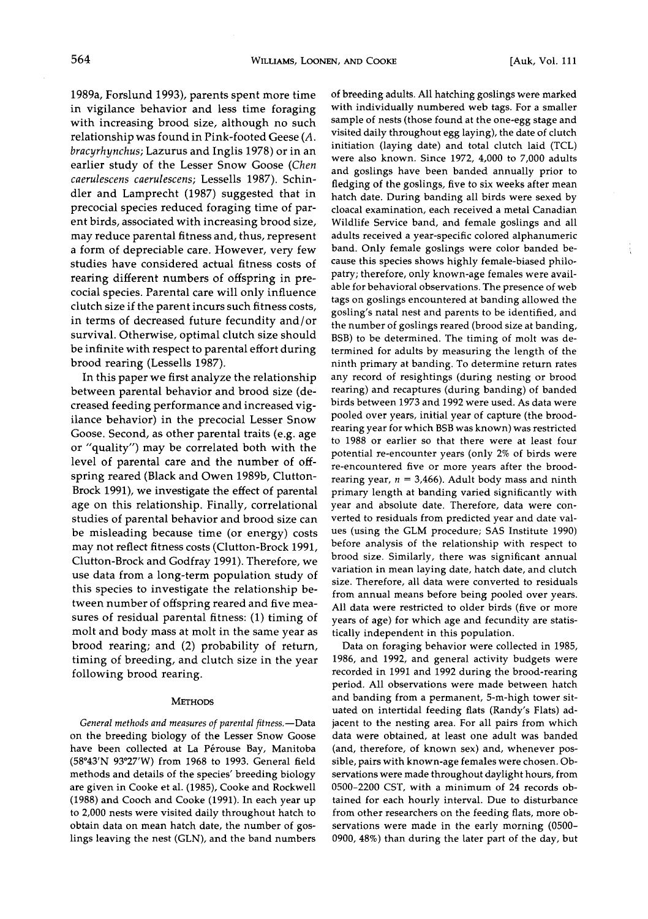1989a, Forslund 1993), parents spent more time in vigilance behavior and less time foraging with increasing brood size, although no such relationship was found in Pink-footed Geese (*A. bracyrhynchus*; Lazurus and Inglis 1978) or in an earlier study of the Lesser Snow Goose (*Chen caerulescens caerulescens*; Lessells 1987). Schindler and Lamprecht (1987) suggested that in precocial species reduced foraging time of parent birds, associated with increasing brood size, may reduce parental fitness and, thus, represent a form of depreciable care. However, very few studies have considered actual fitness costs of rearing different numbers of offspring in precocial species. Parental care will only influence clutch size if the parent incurs such fitness costs, in terms of decreased future fecundity and/or survival. Otherwise, optimal clutch size should be infinite with respect to parental effort during brood rearing (Lessells 1987).

In this paper we first analyze the relationship between parental behavior and brood size (decreased feeding performance and increased vigilance behavior) in the precocial Lesser Snow Goose. Second, as other parental traits (e.g. age or "quality") may be correlated both with the level of parental care and the number of offspring reared (Black and Owen 1989b, Clutton-Brock 1991), we investigate the effect of parental age on this relationship. Finally, correlational studies of parental behavior and brood size can be misleading because time (or energy) costs may not reflect fitness costs (Clutton-Brock 1991, Clutton-Brock and Godfray 1991). Therefore, we use data from a long-term population study of this species to investigate the relationship between number of offspring reared and five measures of residual parental fitness: (1) timing of molt and body mass at molt in the same year as brood rearing; and (2) probability of return, timing of breeding, and clutch size in the year following brood rearing.

## METHODS

*General methods and measures of parental fitness.*—Data on the breeding biology of the Lesser Snow Goose have been collected at La Pérouse Bay, Manitoba (58°43'N 93°27'W) from 1968 to 1993. General field methods and details of the species' breeding biology are given in Cooke et al. (1985), Cooke and Rockwell (1988) and Cooch and Cooke (1991). In each year up to 2,000 nests were visited daily throughout hatch to obtain data on mean hatch date, the number of goslings leaving the nest (GLN), and the band numbers of breeding adults. All hatching goslings were marked with individually numbered web tags. For a smaller sample of nests (those found at the one-egg stage and visited daily throughout egg laying), the date of clutch initiation (laying date) and total clutch laid (TCL) were also known. Since 1972, 4,000 to 7,000 adults and goslings have been banded annually prior to fledging of the goslings, five to six weeks after mean hatch date. During banding all birds were sexed by cloacal examination, each received a metal Canadian Wildlife Service band, and female goslings and all adults received a year-specific colored alphanumeric band. Only female goslings were color banded because this species shows highly female-biased philopatry; therefore, only known-age females were available for behavioral observations. The presence of web tags on goslings encountered at banding allowed the gosling's natal nest and parents to be identified, and the number of goslings reared (brood size at banding, BSB) to be determined. The timing of molt was determined for adults by measuring the length of the ninth primary at banding. To determine return rates any record of resightings (during nesting or brood rearing) and recaptures (during banding) of banded birds between 1973 and 1992 were used. As data were pooled over years, initial year of capture (the brood-rearing year for which BSB was known) was restricted to 1988 or earlier so that there were at least four potential re-encounter years (only 2% of birds were re-encountered five or more years after the brood-rearing year, $n = 3,466$). Adult body mass and ninth primary length at banding varied significantly with year and absolute date. Therefore, data were converted to residuals from predicted year and date values (using the GLM procedure; SAS Institute 1990) before analysis of the relationship with respect to brood size. Similarly, there was significant annual variation in mean laying date, hatch date, and clutch size. Therefore, all data were converted to residuals from annual means before being pooled over years. All data were restricted to older birds (five or more years of age) for which age and fecundity are statistically independent in this population.

Data on foraging behavior were collected in 1985, 1986, and 1992, and general activity budgets were recorded in 1991 and 1992 during the brood-rearing period. All observations were made between hatch and banding from a permanent, 5-m-high tower situated on intertidal feeding flats (Randy's Flats) adjacent to the nesting area. For all pairs from which data were obtained, at least one adult was banded (and, therefore, of known sex) and, whenever possible, pairs with known-age females were chosen. Observations were made throughout daylight hours, from 0500–2200 CST, with a minimum of 24 records obtained for each hourly interval. Due to disturbance from other researchers on the feeding flats, more observations were made in the early morning (0500–0900, 48%) than during the later part of the day, but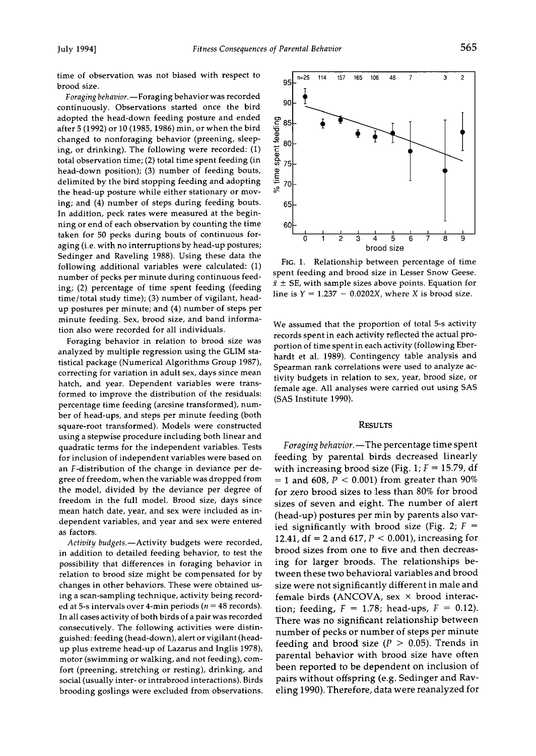time of observation was not biased with respect to brood size.

*Foraging behavior*.—Foraging behavior was recorded continuously. Observations started once the bird adopted the head-down feeding posture and ended after 5 (1992) or 10 (1985, 1986) min, or when the bird changed to nonforaging behavior (preening, sleeping, or drinking). The following were recorded: (1) total observation time; (2) total time spent feeding (in head-down position); (3) number of feeding bouts, delimited by the bird stopping feeding and adopting the head-up posture while either stationary or moving; and (4) number of steps during feeding bouts. In addition, peck rates were measured at the beginning or end of each observation by counting the time taken for 50 pecks during bouts of continuous foraging (i.e. with no interruptions by head-up postures; Sedinger and Raveling 1988). Using these data the following additional variables were calculated: (1) number of pecks per minute during continuous feeding; (2) percentage of time spent feeding (feeding time/total study time); (3) number of vigilant, head-up postures per minute; and (4) number of steps per minute feeding. Sex, brood size, and band information also were recorded for all individuals.

Foraging behavior in relation to brood size was analyzed by multiple regression using the GLIM statistical package (Numerical Algorithms Group 1987), correcting for variation in adult sex, days since mean hatch, and year. Dependent variables were transformed to improve the distribution of the residuals: percentage time feeding (arcsine transformed), number of head-ups, and steps per minute feeding (both square-root transformed). Models were constructed using a stepwise procedure including both linear and quadratic terms for the independent variables. Tests for inclusion of independent variables were based on an $F$-distribution of the change in deviance per degree of freedom, when the variable was dropped from the model, divided by the deviance per degree of freedom in the full model. Brood size, days since mean hatch date, year, and sex were included as independent variables, and year and sex were entered as factors.

*Activity budgets*.—Activity budgets were recorded, in addition to detailed feeding behavior, to test the possibility that differences in foraging behavior in relation to brood size might be compensated for by changes in other behaviors. These were obtained using a scan-sampling technique, activity being recorded at 5-s intervals over 4-min periods ($n = 48$ records). In all cases activity of both birds of a pair was recorded consecutively. The following activities were distinguished: feeding (head-down), alert or vigilant (head-up plus extreme head-up of Lazarus and Inglis 1978), motor (swimming or walking, and not feeding), comfort (preening, stretching or resting), drinking, and social (usually inter- or intrabrood interactions). Birds brooding goslings were excluded from observations.

n=25 114 157 165 106 48 7 3 2

% time spent feeding

95 90 85 80 75 70 65 60

0 1 2 3 4 5 6 7 8 9

brood size

FIG. 1. Relationship between percentage of time spent feeding and brood size in Lesser Snow Geese. $\bar{x} \pm$ SE, with sample sizes above points. Equation for line is $Y = 1.237 - 0.0202X$, where $X$ is brood size.

We assumed that the proportion of total 5-s activity records spent in each activity reflected the actual proportion of time spent in each activity (following Eberhardt et al. 1989). Contingency table analysis and Spearman rank correlations were used to analyze activity budgets in relation to sex, year, brood size, or female age. All analyses were carried out using SAS (SAS Institute 1990).

## RESULTS

*Foraging behavior*.—The percentage time spent feeding by parental birds decreased linearly with increasing brood size (Fig. 1; $F = 15.79$, df $= 1$ and $608$, $P < 0.001$) from greater than 90% for zero brood sizes to less than 80% for brood sizes of seven and eight. The number of alert (head-up) postures per min by parents also varied significantly with brood size (Fig. 2; $F = 12.41$, df $= 2$ and $617$, $P < 0.001$), increasing for brood sizes from one to five and then decreasing for larger broods. The relationships between these two behavioral variables and brood size were not significantly different in male and female birds (ANCOVA, sex $\times$ brood interaction; feeding, $F = 1.78$; head-ups, $F = 0.12$). There was no significant relationship between number of pecks or number of steps per minute feeding and brood size ($P > 0.05$). Trends in parental behavior with brood size have often been reported to be dependent on inclusion of pairs without offspring (e.g. Sedinger and Raveling 1990). Therefore, data were reanalyzed for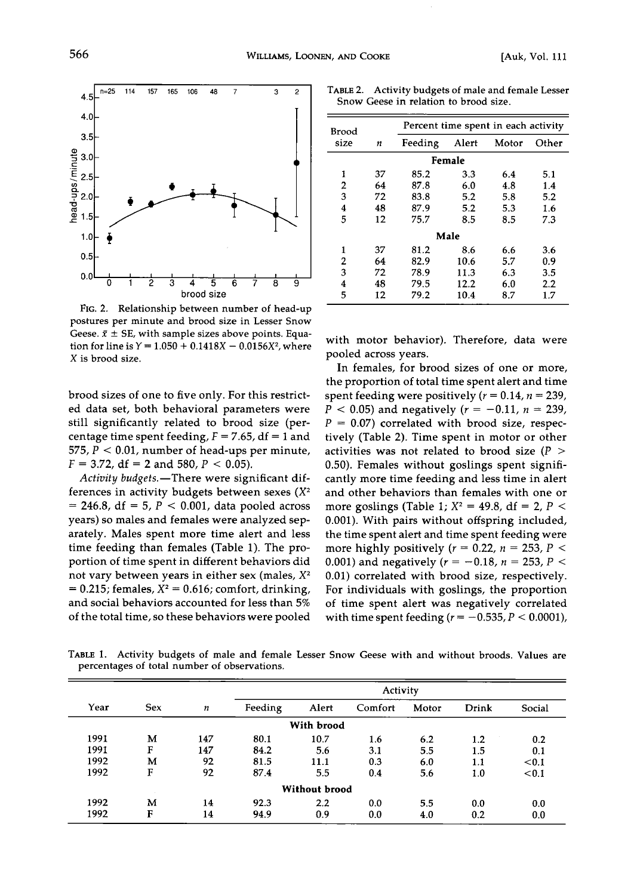n=25 114 157 165 106 48 7 3 2

4.5
4.0
3.5
3.0
2.5
2.0
1.5
1.0
0.5
0.0

head-ups/minute

0 1 2 3 4 5 6 7 8 9

brood size

FIG. 2. Relationship between number of head-up postures per minute and brood size in Lesser Snow Geese. $\bar{x} \pm$ SE, with sample sizes above points. Equation for line is $Y = 1.050 + 0.1418X - 0.0156X^2$, where $X$ is brood size.

brood sizes of one to five only. For this restricted data set, both behavioral parameters were still significantly related to brood size (percentage time spent feeding, $F = 7.65$, df = 1 and 575, $P < 0.01$, number of head-ups per minute, $F = 3.72$, df = 2 and 580, $P < 0.05$).

*Activity budgets.*—There were significant differences in activity budgets between sexes ($X^2 = 246.8$, df = 5, $P < 0.001$, data pooled across years) so males and females were analyzed separately. Males spent more time alert and less time feeding than females (Table 1). The proportion of time spent in different behaviors did not vary between years in either sex (males, $X^2 = 0.215$; females, $X^2 = 0.616$; comfort, drinking, and social behaviors accounted for less than 5% of the total time, so these behaviors were pooled with motor behavior). Therefore, data were pooled across years.

In females, for brood sizes of one or more, the proportion of total time spent alert and time spent feeding were positively ($r = 0.14$, $n = 239$, $P < 0.05$) and negatively ($r = -0.11$, $n = 239$, $P = 0.07$) correlated with brood size, respectively (Table 2). Time spent in motor or other activities was not related to brood size ($P > 0.50$). Females without goslings spent significantly more time feeding and less time in alert and other behaviors than females with one or more goslings (Table 1; $X^2 = 49.8$, df = 2, $P < 0.001$). With pairs without offspring included, the time spent alert and time spent feeding were more highly positively ($r = 0.22$, $n = 253$, $P < 0.001$) and negatively ($r = -0.18$, $n = 253$, $P < 0.01$) correlated with brood size, respectively. For individuals with goslings, the proportion of time spent alert was negatively correlated with time spent feeding ($r = -0.535$, $P < 0.0001$),

TABLE 2. Activity budgets of male and female Lesser Snow Geese in relation to brood size.

| Brood size | $n$ | Percent time spent in each activity: Feeding | Alert | Motor | Other |
|---|---|---|---|---|---|
| | | **Female** | | | |
| 1 | 37 | 85.2 | 3.3 | 6.4 | 5.1 |
| 2 | 64 | 87.8 | 6.0 | 4.8 | 1.4 |
| 3 | 72 | 83.8 | 5.2 | 5.8 | 5.2 |
| 4 | 48 | 87.9 | 5.2 | 5.3 | 1.6 |
| 5 | 12 | 75.7 | 8.5 | 8.5 | 7.3 |
| | | **Male** | | | |
| 1 | 37 | 81.2 | 8.6 | 6.6 | 3.6 |
| 2 | 64 | 82.9 | 10.6 | 5.7 | 0.9 |
| 3 | 72 | 78.9 | 11.3 | 6.3 | 3.5 |
| 4 | 48 | 79.5 | 12.2 | 6.0 | 2.2 |
| 5 | 12 | 79.2 | 10.4 | 8.7 | 1.7 |

TABLE 1. Activity budgets of male and female Lesser Snow Geese with and without broods. Values are percentages of total number of observations.

| Year | Sex | $n$ | Activity: Feeding | Alert | Comfort | Motor | Drink | Social |
|---|---|---|---|---|---|---|---|---|
| | | | **With brood** | | | | | |
| 1991 | M | 147 | 80.1 | 10.7 | 1.6 | 6.2 | 1.2 | 0.2 |
| 1991 | F | 147 | 84.2 | 5.6 | 3.1 | 5.5 | 1.5 | 0.1 |
| 1992 | M | 92 | 81.5 | 11.1 | 0.3 | 6.0 | 1.1 | <0.1 |
| 1992 | F | 92 | 87.4 | 5.5 | 0.4 | 5.6 | 1.0 | <0.1 |
| | | | **Without brood** | | | | | |
| 1992 | M | 14 | 92.3 | 2.2 | 0.0 | 5.5 | 0.0 | 0.0 |
| 1992 | F | 14 | 94.9 | 0.9 | 0.0 | 4.0 | 0.2 | 0.0 |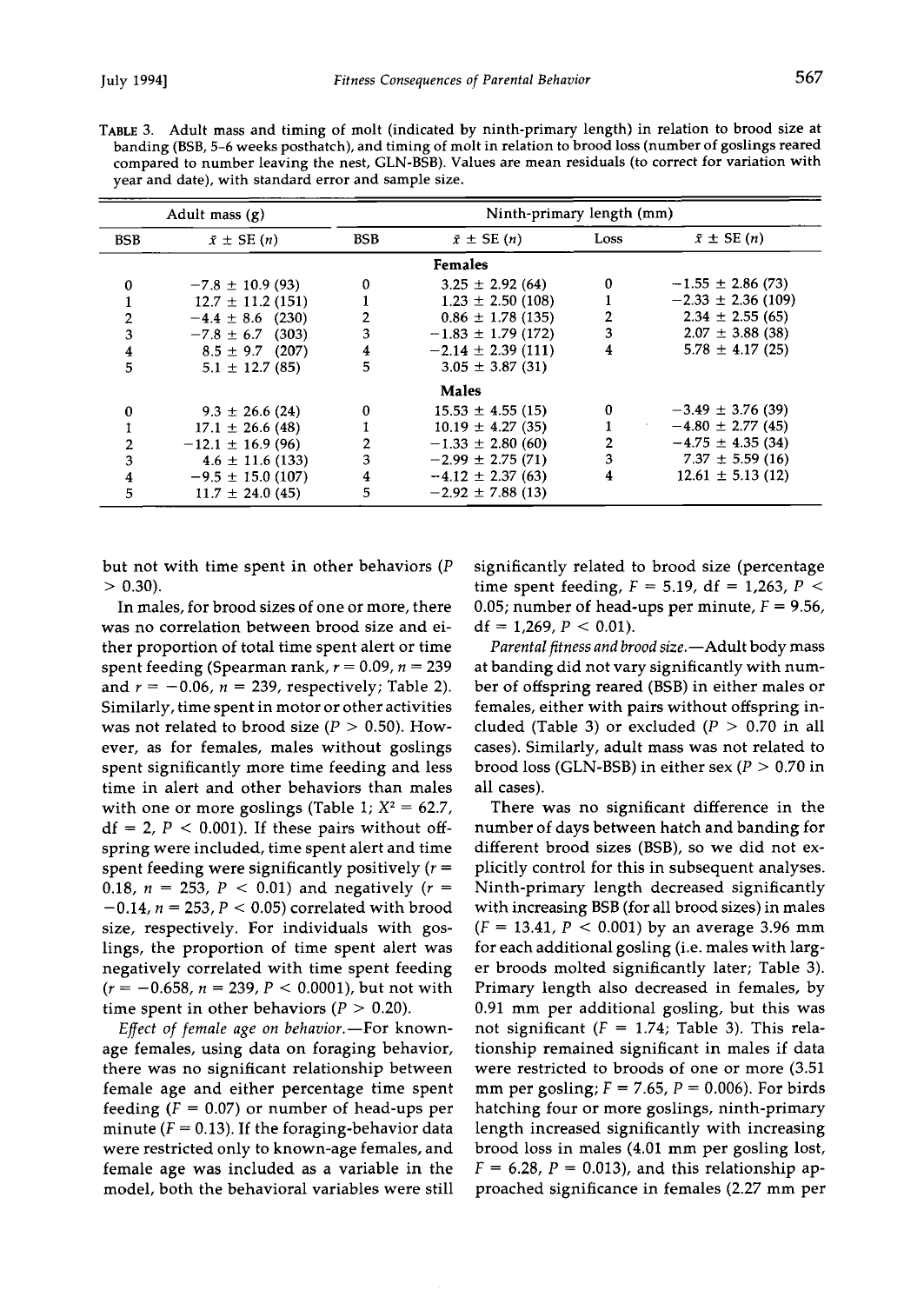TABLE 3. Adult mass and timing of molt (indicated by ninth-primary length) in relation to brood size at banding (BSB, 5-6 weeks posthatch), and timing of molt in relation to brood loss (number of goslings reared compared to number leaving the nest, GLN-BSB). Values are mean residuals (to correct for variation with year and date), with standard error and sample size.

| Adult mass (g) | | Ninth-primary length (mm) | | | |
|---|---|---|---|---|---|
| BSB | $\bar{x}$ ± SE ($n$) | BSB | $\bar{x}$ ± SE ($n$) | Loss | $\bar{x}$ ± SE ($n$) |
| | | **Females** | | | |
| 0 | −7.8 ± 10.9 (93) | 0 | 3.25 ± 2.92 (64) | 0 | −1.55 ± 2.86 (73) |
| 1 | 12.7 ± 11.2 (151) | 1 | 1.23 ± 2.50 (108) | 1 | −2.33 ± 2.36 (109) |
| 2 | −4.4 ± 8.6 (230) | 2 | 0.86 ± 1.78 (135) | 2 | 2.34 ± 2.55 (65) |
| 3 | −7.8 ± 6.7 (303) | 3 | −1.83 ± 1.79 (172) | 3 | 2.07 ± 3.88 (38) |
| 4 | 8.5 ± 9.7 (207) | 4 | −2.14 ± 2.39 (111) | 4 | 5.78 ± 4.17 (25) |
| 5 | 5.1 ± 12.7 (85) | 5 | 3.05 ± 3.87 (31) | | |
| | | **Males** | | | |
| 0 | 9.3 ± 26.6 (24) | 0 | 15.53 ± 4.55 (15) | 0 | −3.49 ± 3.76 (39) |
| 1 | 17.1 ± 26.6 (48) | 1 | 10.19 ± 4.27 (35) | 1 | −4.80 ± 2.77 (45) |
| 2 | −12.1 ± 16.9 (96) | 2 | −1.33 ± 2.80 (60) | 2 | −4.75 ± 4.35 (34) |
| 3 | 4.6 ± 11.6 (133) | 3 | −2.99 ± 2.75 (71) | 3 | 7.37 ± 5.59 (16) |
| 4 | −9.5 ± 15.0 (107) | 4 | −4.12 ± 2.37 (63) | 4 | 12.61 ± 5.13 (12) |
| 5 | 11.7 ± 24.0 (45) | 5 | −2.92 ± 7.88 (13) | | |

but not with time spent in other behaviors ($P > 0.30$).

In males, for brood sizes of one or more, there was no correlation between brood size and either proportion of total time spent alert or time spent feeding (Spearman rank, $r = 0.09$, $n = 239$ and $r = -0.06$, $n = 239$, respectively; Table 2). Similarly, time spent in motor or other activities was not related to brood size ($P > 0.50$). However, as for females, males without goslings spent significantly more time feeding and less time in alert and other behaviors than males with one or more goslings (Table 1; $X^2 = 62.7$, df = 2, $P < 0.001$). If these pairs without offspring were included, time spent alert and time spent feeding were significantly positively ($r = 0.18$, $n = 253$, $P < 0.01$) and negatively ($r = -0.14$, $n = 253$, $P < 0.05$) correlated with brood size, respectively. For individuals with goslings, the proportion of time spent alert was negatively correlated with time spent feeding ($r = -0.658$, $n = 239$, $P < 0.0001$), but not with time spent in other behaviors ($P > 0.20$).

*Effect of female age on behavior.*—For known-age females, using data on foraging behavior, there was no significant relationship between female age and either percentage time spent feeding ($F = 0.07$) or number of head-ups per minute ($F = 0.13$). If the foraging-behavior data were restricted only to known-age females, and female age was included as a variable in the model, both the behavioral variables were still significantly related to brood size (percentage time spent feeding, $F = 5.19$, df = 1,263, $P < 0.05$; number of head-ups per minute, $F = 9.56$, df = 1,269, $P < 0.01$).

*Parental fitness and brood size.*—Adult body mass at banding did not vary significantly with number of offspring reared (BSB) in either males or females, either with pairs without offspring included (Table 3) or excluded ($P > 0.70$ in all cases). Similarly, adult mass was not related to brood loss (GLN-BSB) in either sex ($P > 0.70$ in all cases).

There was no significant difference in the number of days between hatch and banding for different brood sizes (BSB), so we did not explicitly control for this in subsequent analyses. Ninth-primary length decreased significantly with increasing BSB (for all brood sizes) in males ($F = 13.41$, $P < 0.001$) by an average 3.96 mm for each additional gosling (i.e. males with larger broods molted significantly later; Table 3). Primary length also decreased in females, by 0.91 mm per additional gosling, but this was not significant ($F = 1.74$; Table 3). This relationship remained significant in males if data were restricted to broods of one or more (3.51 mm per gosling; $F = 7.65$, $P = 0.006$). For birds hatching four or more goslings, ninth-primary length increased significantly with increasing brood loss in males (4.01 mm per gosling lost, $F = 6.28$, $P = 0.013$), and this relationship approached significance in females (2.27 mm per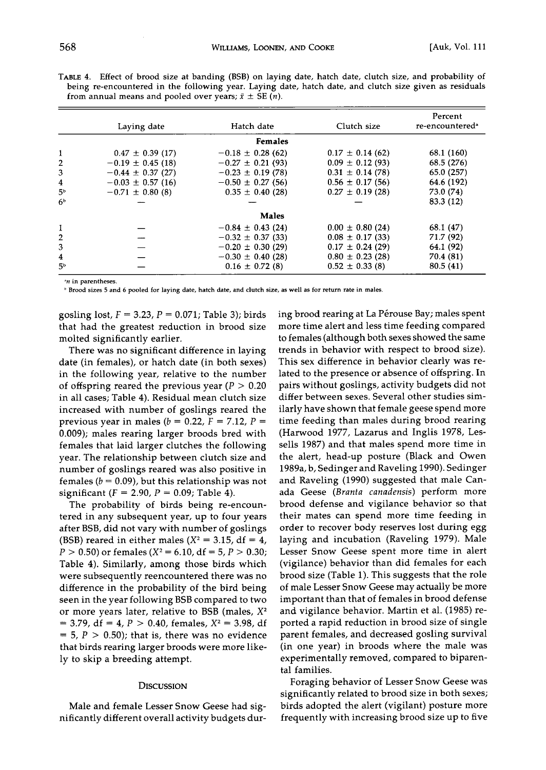TABLE 4. Effect of brood size at banding (BSB) on laying date, hatch date, clutch size, and probability of being re-encountered in the following year. Laying date, hatch date, and clutch size given as residuals from annual means and pooled over years; $\bar{x} \pm$ SE ($n$).

| | Laying date | Hatch date | Clutch size | Percent re-encountered[a] |
|---|---|---|---|---|
| | | **Females** | | |
| 1 | 0.47 ± 0.39 (17) | −0.18 ± 0.28 (62) | 0.17 ± 0.14 (62) | 68.1 (160) |
| 2 | −0.19 ± 0.45 (18) | −0.27 ± 0.21 (93) | 0.09 ± 0.12 (93) | 68.5 (276) |
| 3 | −0.44 ± 0.37 (27) | −0.23 ± 0.19 (78) | 0.31 ± 0.14 (78) | 65.0 (257) |
| 4 | −0.03 ± 0.57 (16) | −0.50 ± 0.27 (56) | 0.56 ± 0.17 (56) | 64.6 (192) |
| 5[b] | −0.71 ± 0.80 (8) | 0.35 ± 0.40 (28) | 0.27 ± 0.19 (28) | 73.0 (74) |
| 6[b] | — | — | — | 83.3 (12) |
| | | **Males** | | |
| 1 | — | −0.84 ± 0.43 (24) | 0.00 ± 0.80 (24) | 68.1 (47) |
| 2 | — | −0.32 ± 0.37 (33) | 0.08 ± 0.17 (33) | 71.7 (92) |
| 3 | — | −0.20 ± 0.30 (29) | 0.17 ± 0.24 (29) | 64.1 (92) |
| 4 | — | −0.30 ± 0.40 (28) | 0.80 ± 0.23 (28) | 70.4 (81) |
| 5[b] | — | 0.16 ± 0.72 (8) | 0.52 ± 0.33 (8) | 80.5 (41) |

[a] $n$ in parentheses.

[b] Brood sizes 5 and 6 pooled for laying date, hatch date, and clutch size, as well as for return rate in males.

gosling lost, $F = 3.23$, $P = 0.071$; Table 3); birds that had the greatest reduction in brood size molted significantly earlier.

There was no significant difference in laying date (in females), or hatch date (in both sexes) in the following year, relative to the number of offspring reared the previous year ($P > 0.20$ in all cases; Table 4). Residual mean clutch size increased with number of goslings reared the previous year in males ($b = 0.22$, $F = 7.12$, $P = 0.009$); males rearing larger broods bred with females that laid larger clutches the following year. The relationship between clutch size and number of goslings reared was also positive in females ($b = 0.09$), but this relationship was not significant ($F = 2.90$, $P = 0.09$; Table 4).

The probability of birds being re-encountered in any subsequent year, up to four years after BSB, did not vary with number of goslings (BSB) reared in either males ($X^2 = 3.15$, df = 4, $P > 0.50$) or females ($X^2 = 6.10$, df = 5, $P > 0.30$; Table 4). Similarly, among those birds which were subsequently reencountered there was no difference in the probability of the bird being seen in the year following BSB compared to two or more years later, relative to BSB (males, $X^2 = 3.79$, df = 4, $P > 0.40$, females, $X^2 = 3.98$, df = 5, $P > 0.50$); that is, there was no evidence that birds rearing larger broods were more likely to skip a breeding attempt.

## DISCUSSION

Male and female Lesser Snow Geese had significantly different overall activity budgets during brood rearing at La Pérouse Bay; males spent more time alert and less time feeding compared to females (although both sexes showed the same trends in behavior with respect to brood size). This sex difference in behavior clearly was related to the presence or absence of offspring. In pairs without goslings, activity budgets did not differ between sexes. Several other studies similarly have shown that female geese spend more time feeding than males during brood rearing (Harwood 1977, Lazarus and Inglis 1978, Lessells 1987) and that males spend more time in the alert, head-up posture (Black and Owen 1989a, b, Sedinger and Raveling 1990). Sedinger and Raveling (1990) suggested that male Canada Geese (*Branta canadensis*) perform more brood defense and vigilance behavior so that their mates can spend more time feeding in order to recover body reserves lost during egg laying and incubation (Raveling 1979). Male Lesser Snow Geese spent more time in alert (vigilance) behavior than did females for each brood size (Table 1). This suggests that the role of male Lesser Snow Geese may actually be more important than that of females in brood defense and vigilance behavior. Martin et al. (1985) reported a rapid reduction in brood size of single parent females, and decreased gosling survival (in one year) in broods where the male was experimentally removed, compared to biparental families.

Foraging behavior of Lesser Snow Geese was significantly related to brood size in both sexes; birds adopted the alert (vigilant) posture more frequently with increasing brood size up to five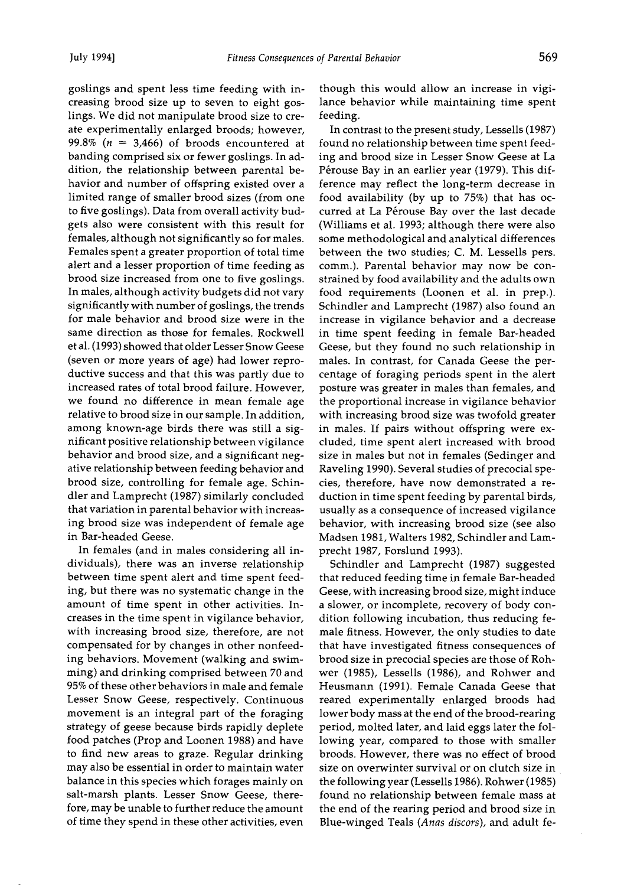goslings and spent less time feeding with increasing brood size up to seven to eight goslings. We did not manipulate brood size to create experimentally enlarged broods; however, 99.8% ($n$ = 3,466) of broods encountered at banding comprised six or fewer goslings. In addition, the relationship between parental behavior and number of offspring existed over a limited range of smaller brood sizes (from one to five goslings). Data from overall activity budgets also were consistent with this result for females, although not significantly so for males. Females spent a greater proportion of total time alert and a lesser proportion of time feeding as brood size increased from one to five goslings. In males, although activity budgets did not vary significantly with number of goslings, the trends for male behavior and brood size were in the same direction as those for females. Rockwell et al. (1993) showed that older Lesser Snow Geese (seven or more years of age) had lower reproductive success and that this was partly due to increased rates of total brood failure. However, we found no difference in mean female age relative to brood size in our sample. In addition, among known-age birds there was still a significant positive relationship between vigilance behavior and brood size, and a significant negative relationship between feeding behavior and brood size, controlling for female age. Schindler and Lamprecht (1987) similarly concluded that variation in parental behavior with increasing brood size was independent of female age in Bar-headed Geese.

In females (and in males considering all individuals), there was an inverse relationship between time spent alert and time spent feeding, but there was no systematic change in the amount of time spent in other activities. Increases in the time spent in vigilance behavior, with increasing brood size, therefore, are not compensated for by changes in other nonfeeding behaviors. Movement (walking and swimming) and drinking comprised between 70 and 95% of these other behaviors in male and female Lesser Snow Geese, respectively. Continuous movement is an integral part of the foraging strategy of geese because birds rapidly deplete food patches (Prop and Loonen 1988) and have to find new areas to graze. Regular drinking may also be essential in order to maintain water balance in this species which forages mainly on salt-marsh plants. Lesser Snow Geese, therefore, may be unable to further reduce the amount of time they spend in these other activities, even though this would allow an increase in vigilance behavior while maintaining time spent feeding.

In contrast to the present study, Lessells (1987) found no relationship between time spent feeding and brood size in Lesser Snow Geese at La Pérouse Bay in an earlier year (1979). This difference may reflect the long-term decrease in food availability (by up to 75%) that has occurred at La Pérouse Bay over the last decade (Williams et al. 1993; although there were also some methodological and analytical differences between the two studies; C. M. Lessells pers. comm.). Parental behavior may now be constrained by food availability and the adults own food requirements (Loonen et al. in prep.). Schindler and Lamprecht (1987) also found an increase in vigilance behavior and a decrease in time spent feeding in female Bar-headed Geese, but they found no such relationship in males. In contrast, for Canada Geese the percentage of foraging periods spent in the alert posture was greater in males than females, and the proportional increase in vigilance behavior with increasing brood size was twofold greater in males. If pairs without offspring were excluded, time spent alert increased with brood size in males but not in females (Sedinger and Raveling 1990). Several studies of precocial species, therefore, have now demonstrated a reduction in time spent feeding by parental birds, usually as a consequence of increased vigilance behavior, with increasing brood size (see also Madsen 1981, Walters 1982, Schindler and Lamprecht 1987, Forslund 1993).

Schindler and Lamprecht (1987) suggested that reduced feeding time in female Bar-headed Geese, with increasing brood size, might induce a slower, or incomplete, recovery of body condition following incubation, thus reducing female fitness. However, the only studies to date that have investigated fitness consequences of brood size in precocial species are those of Rohwer (1985), Lessells (1986), and Rohwer and Heusmann (1991). Female Canada Geese that reared experimentally enlarged broods had lower body mass at the end of the brood-rearing period, molted later, and laid eggs later the following year, compared to those with smaller broods. However, there was no effect of brood size on overwinter survival or on clutch size in the following year (Lessells 1986). Rohwer (1985) found no relationship between female mass at the end of the rearing period and brood size in Blue-winged Teals (*Anas discors*), and adult fe-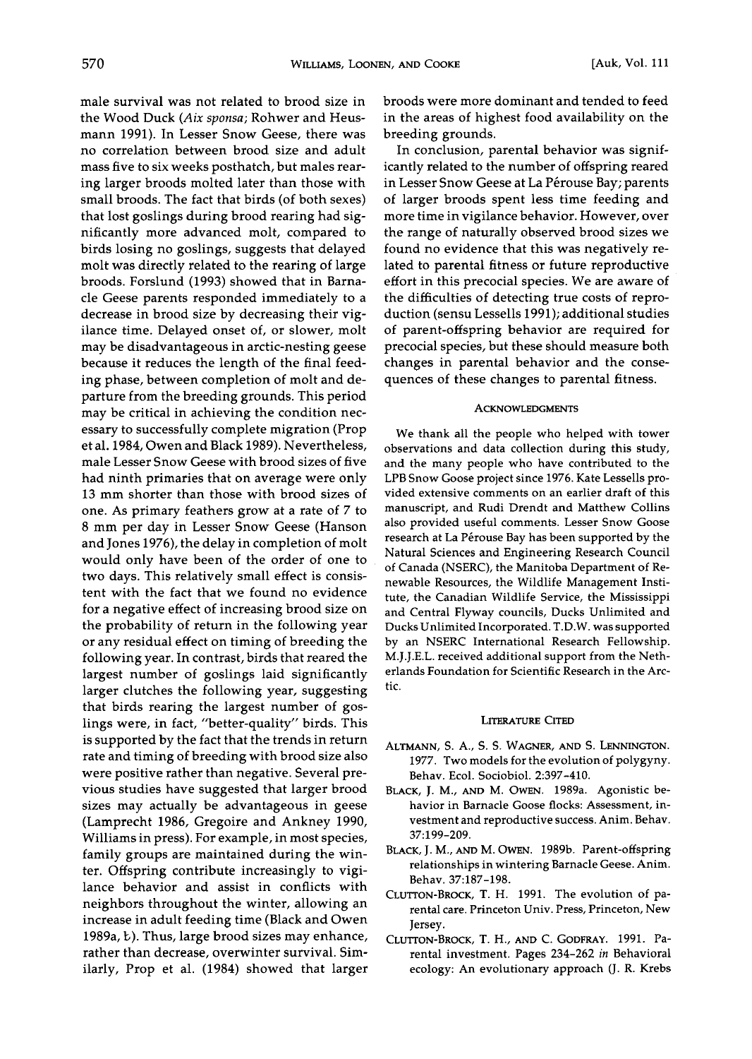male survival was not related to brood size in the Wood Duck (*Aix sponsa*; Rohwer and Heusmann 1991). In Lesser Snow Geese, there was no correlation between brood size and adult mass five to six weeks posthatch, but males rearing larger broods molted later than those with small broods. The fact that birds (of both sexes) that lost goslings during brood rearing had significantly more advanced molt, compared to birds losing no goslings, suggests that delayed molt was directly related to the rearing of large broods. Forslund (1993) showed that in Barnacle Geese parents responded immediately to a decrease in brood size by decreasing their vigilance time. Delayed onset of, or slower, molt may be disadvantageous in arctic-nesting geese because it reduces the length of the final feeding phase, between completion of molt and departure from the breeding grounds. This period may be critical in achieving the condition necessary to successfully complete migration (Prop et al. 1984, Owen and Black 1989). Nevertheless, male Lesser Snow Geese with brood sizes of five had ninth primaries that on average were only 13 mm shorter than those with brood sizes of one. As primary feathers grow at a rate of 7 to 8 mm per day in Lesser Snow Geese (Hanson and Jones 1976), the delay in completion of molt would only have been of the order of one to two days. This relatively small effect is consistent with the fact that we found no evidence for a negative effect of increasing brood size on the probability of return in the following year or any residual effect on timing of breeding the following year. In contrast, birds that reared the largest number of goslings laid significantly larger clutches the following year, suggesting that birds rearing the largest number of goslings were, in fact, "better-quality" birds. This is supported by the fact that the trends in return rate and timing of breeding with brood size also were positive rather than negative. Several previous studies have suggested that larger brood sizes may actually be advantageous in geese (Lamprecht 1986, Gregoire and Ankney 1990, Williams in press). For example, in most species, family groups are maintained during the winter. Offspring contribute increasingly to vigilance behavior and assist in conflicts with neighbors throughout the winter, allowing an increase in adult feeding time (Black and Owen 1989a, b). Thus, large brood sizes may enhance, rather than decrease, overwinter survival. Similarly, Prop et al. (1984) showed that larger broods were more dominant and tended to feed in the areas of highest food availability on the breeding grounds.

In conclusion, parental behavior was significantly related to the number of offspring reared in Lesser Snow Geese at La Pérouse Bay; parents of larger broods spent less time feeding and more time in vigilance behavior. However, over the range of naturally observed brood sizes we found no evidence that this was negatively related to parental fitness or future reproductive effort in this precocial species. We are aware of the difficulties of detecting true costs of reproduction (sensu Lessells 1991); additional studies of parent-offspring behavior are required for precocial species, but these should measure both changes in parental behavior and the consequences of these changes to parental fitness.

## Acknowledgments

We thank all the people who helped with tower observations and data collection during this study, and the many people who have contributed to the LPB Snow Goose project since 1976. Kate Lessells provided extensive comments on an earlier draft of this manuscript, and Rudi Drendt and Matthew Collins also provided useful comments. Lesser Snow Goose research at La Pérouse Bay has been supported by the Natural Sciences and Engineering Research Council of Canada (NSERC), the Manitoba Department of Renewable Resources, the Wildlife Management Institute, the Canadian Wildlife Service, the Mississippi and Central Flyway councils, Ducks Unlimited and Ducks Unlimited Incorporated. T.D.W. was supported by an NSERC International Research Fellowship. M.J.J.E.L. received additional support from the Netherlands Foundation for Scientific Research in the Arctic.

## Literature Cited

Altmann, S. A., S. S. Wagner, and S. Lennington. 1977. Two models for the evolution of polygyny. Behav. Ecol. Sociobiol. 2:397–410.

Black, J. M., and M. Owen. 1989a. Agonistic behavior in Barnacle Goose flocks: Assessment, investment and reproductive success. Anim. Behav. 37:199–209.

Black, J. M., and M. Owen. 1989b. Parent-offspring relationships in wintering Barnacle Geese. Anim. Behav. 37:187–198.

Clutton-Brock, T. H. 1991. The evolution of parental care. Princeton Univ. Press, Princeton, New Jersey.

Clutton-Brock, T. H., and C. Godfray. 1991. Parental investment. Pages 234–262 *in* Behavioral ecology: An evolutionary approach (J. R. Krebs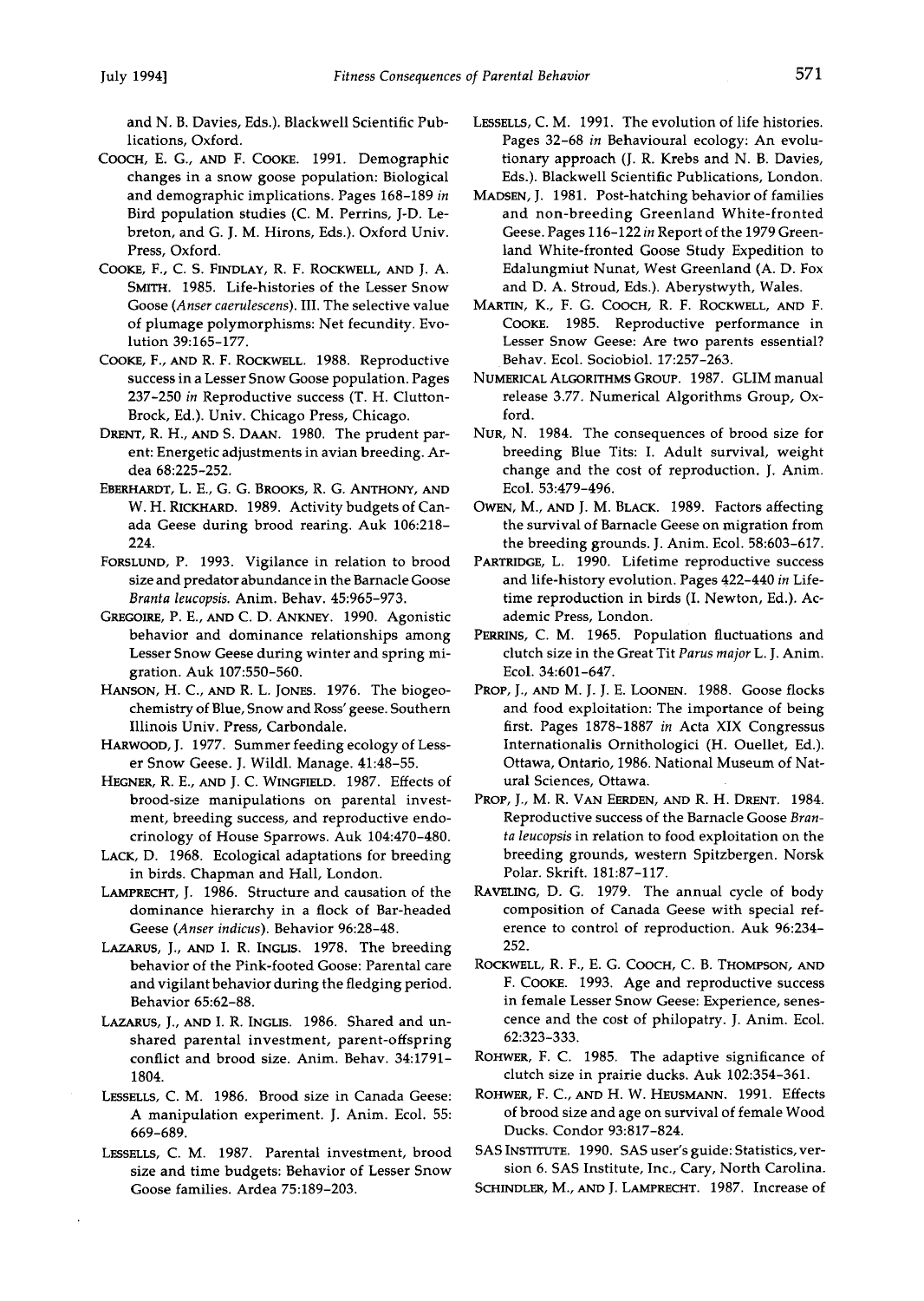and N. B. Davies, Eds.). Blackwell Scientific Publications, Oxford.

COOCH, E. G., AND F. COOKE. 1991. Demographic changes in a snow goose population: Biological and demographic implications. Pages 168–189 *in* Bird population studies (C. M. Perrins, J-D. Lebreton, and G. J. M. Hirons, Eds.). Oxford Univ. Press, Oxford.

COOKE, F., C. S. FINDLAY, R. F. ROCKWELL, AND J. A. SMITH. 1985. Life-histories of the Lesser Snow Goose (*Anser caerulescens*). III. The selective value of plumage polymorphisms: Net fecundity. Evolution 39:165–177.

COOKE, F., AND R. F. ROCKWELL. 1988. Reproductive success in a Lesser Snow Goose population. Pages 237–250 *in* Reproductive success (T. H. Clutton-Brock, Ed.). Univ. Chicago Press, Chicago.

DRENT, R. H., AND S. DAAN. 1980. The prudent parent: Energetic adjustments in avian breeding. Ardea 68:225–252.

EBERHARDT, L. E., G. G. BROOKS, R. G. ANTHONY, AND W. H. RICKHARD. 1989. Activity budgets of Canada Geese during brood rearing. Auk 106:218–224.

FORSLUND, P. 1993. Vigilance in relation to brood size and predator abundance in the Barnacle Goose *Branta leucopsis*. Anim. Behav. 45:965–973.

GREGOIRE, P. E., AND C. D. ANKNEY. 1990. Agonistic behavior and dominance relationships among Lesser Snow Geese during winter and spring migration. Auk 107:550–560.

HANSON, H. C., AND R. L. JONES. 1976. The biogeochemistry of Blue, Snow and Ross' geese. Southern Illinois Univ. Press, Carbondale.

HARWOOD, J. 1977. Summer feeding ecology of Lesser Snow Geese. J. Wildl. Manage. 41:48–55.

HEGNER, R. E., AND J. C. WINGFIELD. 1987. Effects of brood-size manipulations on parental investment, breeding success, and reproductive endocrinology of House Sparrows. Auk 104:470–480.

LACK, D. 1968. Ecological adaptations for breeding in birds. Chapman and Hall, London.

LAMPRECHT, J. 1986. Structure and causation of the dominance hierarchy in a flock of Bar-headed Geese (*Anser indicus*). Behavior 96:28–48.

LAZARUS, J., AND I. R. INGLIS. 1978. The breeding behavior of the Pink-footed Goose: Parental care and vigilant behavior during the fledging period. Behavior 65:62–88.

LAZARUS, J., AND I. R. INGLIS. 1986. Shared and unshared parental investment, parent-offspring conflict and brood size. Anim. Behav. 34:1791–1804.

LESSELLS, C. M. 1986. Brood size in Canada Geese: A manipulation experiment. J. Anim. Ecol. 55: 669–689.

LESSELLS, C. M. 1987. Parental investment, brood size and time budgets: Behavior of Lesser Snow Goose families. Ardea 75:189–203.

LESSELLS, C. M. 1991. The evolution of life histories. Pages 32–68 *in* Behavioural ecology: An evolutionary approach (J. R. Krebs and N. B. Davies, Eds.). Blackwell Scientific Publications, London.

MADSEN, J. 1981. Post-hatching behavior of families and non-breeding Greenland White-fronted Geese. Pages 116–122 *in* Report of the 1979 Greenland White-fronted Goose Study Expedition to Edalungmiut Nunat, West Greenland (A. D. Fox and D. A. Stroud, Eds.). Aberystwyth, Wales.

MARTIN, K., F. G. COOCH, R. F. ROCKWELL, AND F. COOKE. 1985. Reproductive performance in Lesser Snow Geese: Are two parents essential? Behav. Ecol. Sociobiol. 17:257–263.

NUMERICAL ALGORITHMS GROUP. 1987. GLIM manual release 3.77. Numerical Algorithms Group, Oxford.

NUR, N. 1984. The consequences of brood size for breeding Blue Tits: I. Adult survival, weight change and the cost of reproduction. J. Anim. Ecol. 53:479–496.

OWEN, M., AND J. M. BLACK. 1989. Factors affecting the survival of Barnacle Geese on migration from the breeding grounds. J. Anim. Ecol. 58:603–617.

PARTRIDGE, L. 1990. Lifetime reproductive success and life-history evolution. Pages 422–440 *in* Lifetime reproduction in birds (I. Newton, Ed.). Academic Press, London.

PERRINS, C. M. 1965. Population fluctuations and clutch size in the Great Tit *Parus major* L. J. Anim. Ecol. 34:601–647.

PROP, J., AND M. J. J. E. LOONEN. 1988. Goose flocks and food exploitation: The importance of being first. Pages 1878–1887 *in* Acta XIX Congressus Internationalis Ornithologici (H. Ouellet, Ed.). Ottawa, Ontario, 1986. National Museum of Natural Sciences, Ottawa.

PROP, J., M. R. VAN EERDEN, AND R. H. DRENT. 1984. Reproductive success of the Barnacle Goose *Branta leucopsis* in relation to food exploitation on the breeding grounds, western Spitzbergen. Norsk Polar. Skrift. 181:87–117.

RAVELING, D. G. 1979. The annual cycle of body composition of Canada Geese with special reference to control of reproduction. Auk 96:234–252.

ROCKWELL, R. F., E. G. COOCH, C. B. THOMPSON, AND F. COOKE. 1993. Age and reproductive success in female Lesser Snow Geese: Experience, senescence and the cost of philopatry. J. Anim. Ecol. 62:323–333.

ROHWER, F. C. 1985. The adaptive significance of clutch size in prairie ducks. Auk 102:354–361.

ROHWER, F. C., AND H. W. HEUSMANN. 1991. Effects of brood size and age on survival of female Wood Ducks. Condor 93:817–824.

SAS INSTITUTE. 1990. SAS user's guide: Statistics, version 6. SAS Institute, Inc., Cary, North Carolina.

SCHINDLER, M., AND J. LAMPRECHT. 1987. Increase of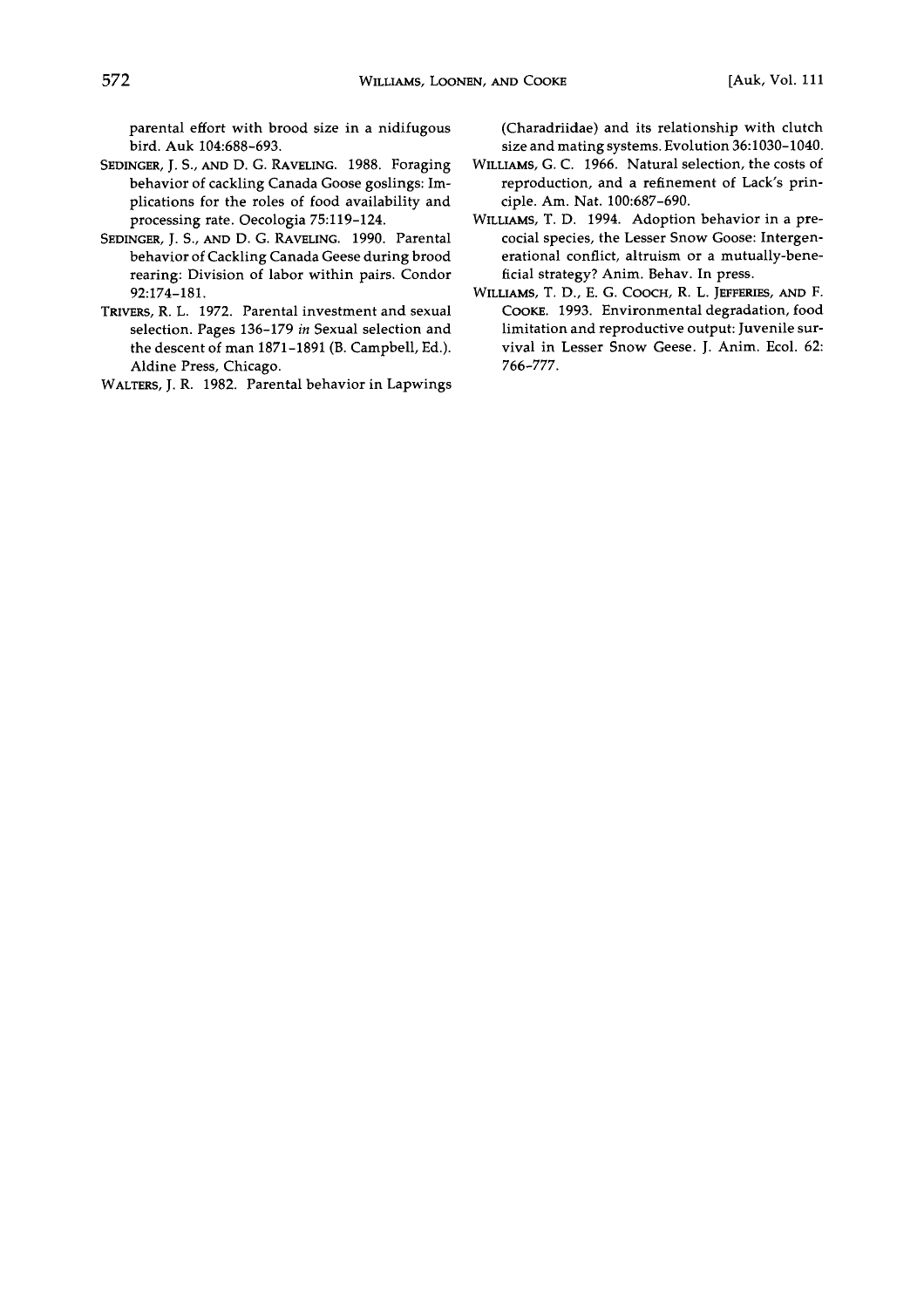parental effort with brood size in a nidifugous bird. Auk 104:688–693.

SEDINGER, J. S., AND D. G. RAVELING. 1988. Foraging behavior of cackling Canada Goose goslings: Implications for the roles of food availability and processing rate. Oecologia 75:119–124.

SEDINGER, J. S., AND D. G. RAVELING. 1990. Parental behavior of Cackling Canada Geese during brood rearing: Division of labor within pairs. Condor 92:174–181.

TRIVERS, R. L. 1972. Parental investment and sexual selection. Pages 136–179 *in* Sexual selection and the descent of man 1871–1891 (B. Campbell, Ed.). Aldine Press, Chicago.

WALTERS, J. R. 1982. Parental behavior in Lapwings (Charadriidae) and its relationship with clutch size and mating systems. Evolution 36:1030–1040.

WILLIAMS, G. C. 1966. Natural selection, the costs of reproduction, and a refinement of Lack's principle. Am. Nat. 100:687–690.

WILLIAMS, T. D. 1994. Adoption behavior in a precocial species, the Lesser Snow Goose: Intergenerational conflict, altruism or a mutually-beneficial strategy? Anim. Behav. In press.

WILLIAMS, T. D., E. G. COOCH, R. L. JEFFERIES, AND F. COOKE. 1993. Environmental degradation, food limitation and reproductive output: Juvenile survival in Lesser Snow Geese. J. Anim. Ecol. 62: 766–777.